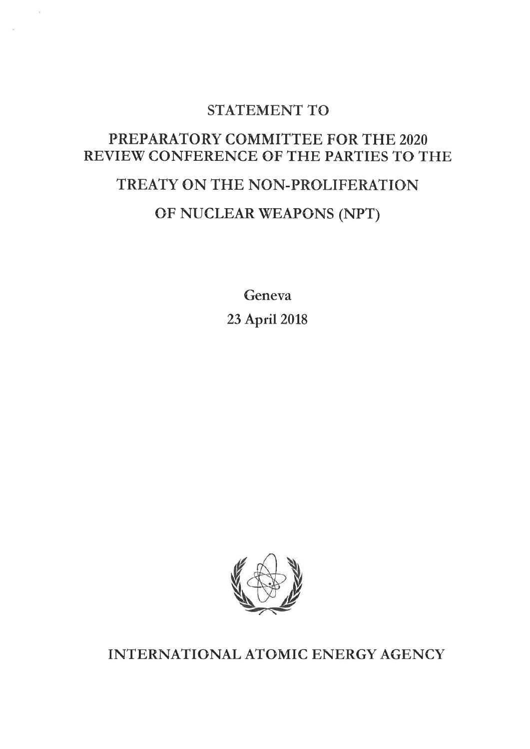# STATEMENT TO

# PREPARATORY COMMITTEE FOR THE 2020 REVIEW CONFERENCE OF THE PARTIES TO THE

# TREATY ON THE NON-PROLIFERATION OF NUCLEAR WEAPONS (NPT)

Geneva

23 April 2018

INTERNATIONAL ATOMIC ENERGY AGENCY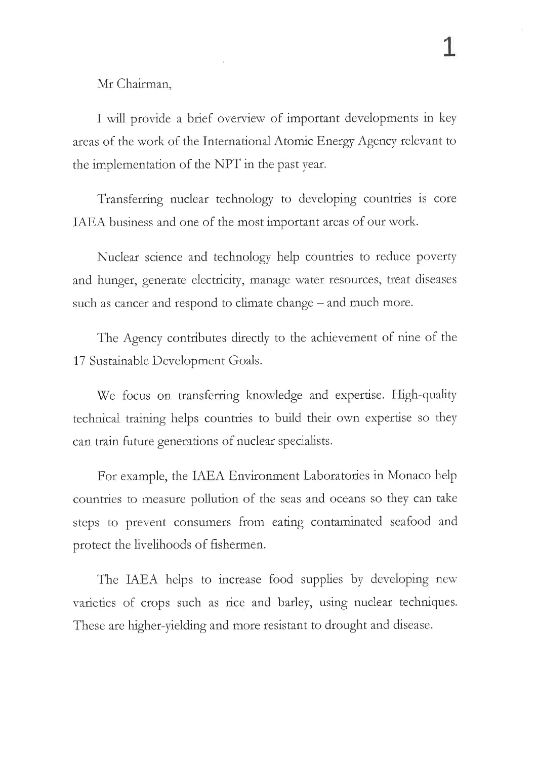Mr Chairman,

I will provide a brief overview of important developments in key areas of the work of the International Atomic Energy Agency relevant to the implementation of the NPT in the past year.

Transferring nuclear technology to developing countries is core IAEA business and one of the most important areas of our work.

Nuclear science and technology help countries to reduce poverty and hunger, generate electricity, manage water resources, treat diseases such as cancer and respond to climate change – and much more.

The Agency contributes directly to the achievement of nine of the 17 Sustainable Development Goals.

We focus on transferring knowledge and expertise. High-quality technical training helps countries to build their own expertise so they can train future generations of nuclear specialists.

For example, the IAEA Environment Laboratories in Monaco help countries to measure pollution of the seas and oceans so they can take steps to prevent consumers from eating contaminated seafood and protect the livelihoods of fishermen.

The IAEA helps to increase food supplies by developing new varieties of crops such as rice and barley, using nuclear techniques. These are higher-yielding and more resistant to drought and disease.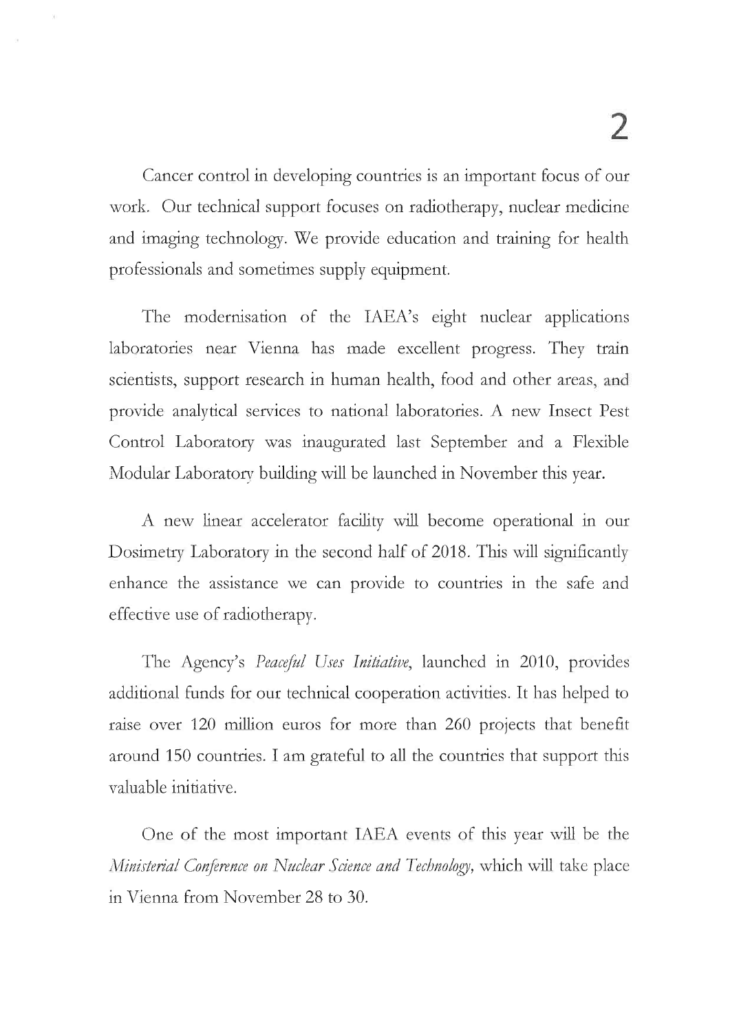Cancer control in developing countries is an important focus of our work. Our technical support focuses on radiotherapy, nuclear medicine and imaging technology. We provide education and training for health professionals and sometimes supply equipment.

The modernisation of the IAEA's eight nuclear applications laboratories near Vienna has made excellent progress. They train scientists, support research in human health, food and other areas, and provide analytical services to national laboratories. A new Insect Pest Control Laboratory was inaugurated last September and a Flexible Modular Laboratory building will be launched in November this year.

A new linear accelerator facility will become operational in our Dosimetry Laboratory in the second half of 2018. This will significantly enhance the assistance we can provide to countries in the safe and effective use of radiotherapy.

The Agency's *Peaceful Uses Initiative*, launched in 2010, provides additional funds for our technical cooperation activities. It has helped to raise over 120 million euros for more than 260 projects that benefit around 150 countries. I am grateful to all the countries that support this valuable initiative.

One of the most important IAEA events of this year will be the *Ministerial Conference on Nuclear Science and Technology*, which will take place in Vienna from November 28 to 30.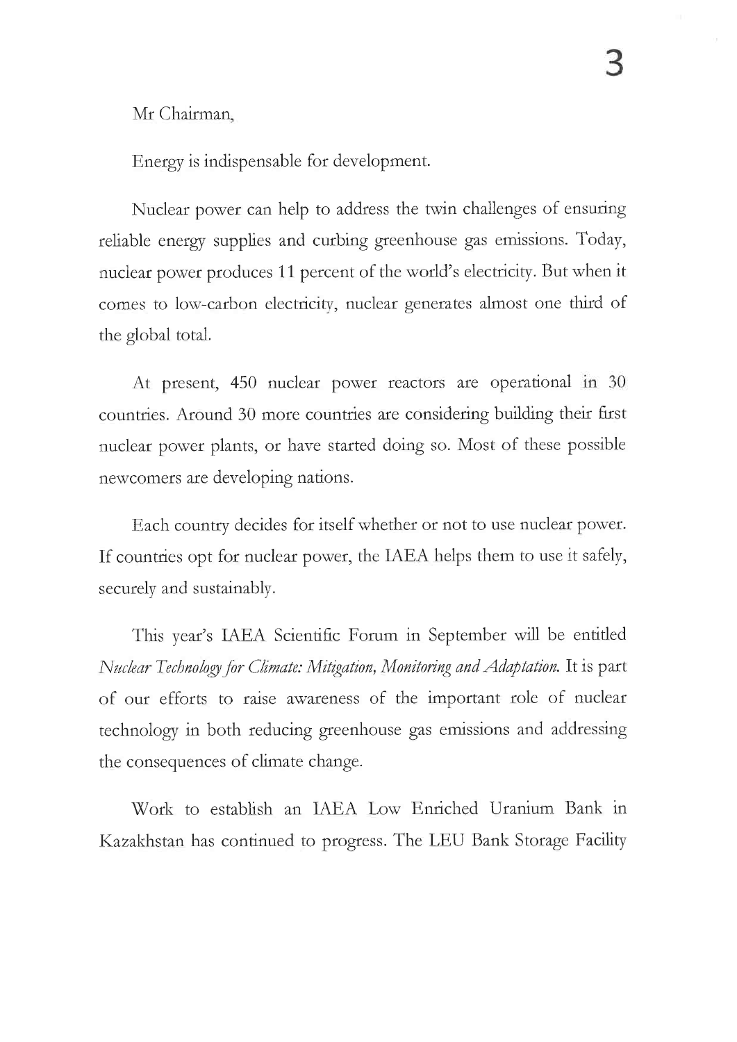Mr Chairman,

Energy is indispensable for development.

Nuclear power can help to address the twin challenges of ensuring reliable energy supplies and curbing greenhouse gas emissions. Today, nuclear power produces 11 percent of the world's electricity. But when it comes to low-carbon electricity, nuclear generates almost one third of the global total.

At present, 450 nuclear power reactors are operational in 30 countries. Around 30 more countries are considering building their first nuclear power plants, or have started doing so. Most of these possible newcomers are developing nations.

Each country decides for itself whether or not to use nuclear power. If countries opt for nuclear power, the IAEA helps them to use it safely, securely and sustainably.

This year's IAEA Scientific Forum in September will be entitled *Nuclear Technology for Climate: Mitigation, Monitoring and Adaptation.* It is part of our efforts to raise awareness of the important role of nuclear technology in both reducing greenhouse gas emissions and addressing the consequences of climate change.

Work to establish an IAEA Low Enriched Uranium Bank in Kazakhstan has continued to progress. The LEU Bank Storage Facility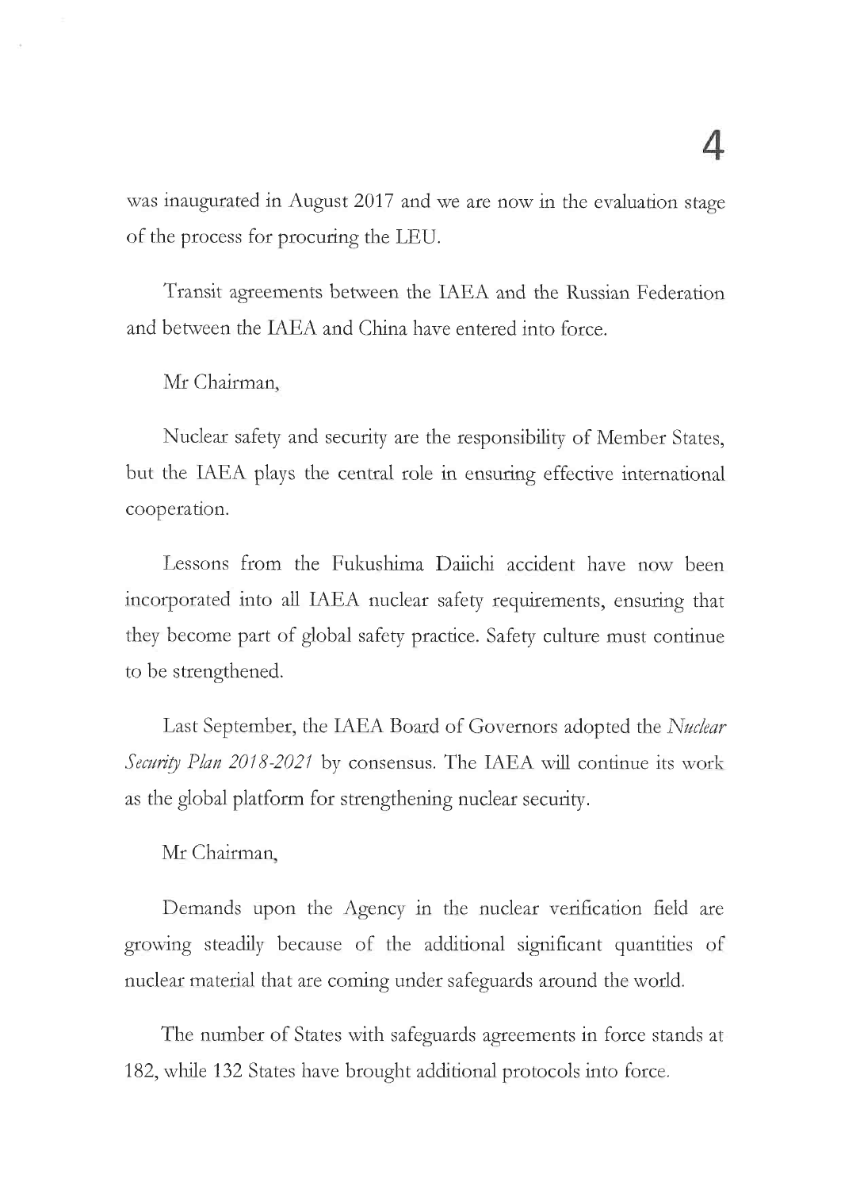was inaugurated in August 2017 and we are now in the evaluation stage of the process for procuring the LEU.

Transit agreements between the IAEA and the Russian Federation and between the IAEA and China have entered into force.

Mr Chairman,

Nuclear safety and security are the responsibility of Member States, but the IAEA plays the central role in ensuring effective international cooperation.

Lessons from the Fukushima Daiichi accident have now been incorporated into all IAEA nuclear safety requirements, ensuring that they become part of global safety practice. Safety culture must continue to be strengthened.

Last September, the IAEA Board of Governors adopted the *Nuclear Security Plan 2018-2021* by consensus. The IAEA will continue its work as the global platform for strengthening nuclear security.

Mr Chairman,

Demands upon the Agency in the nuclear verification field are growing steadily because of the additional significant quantities of nuclear material that are coming under safeguards around the world.

The number of States with safeguards agreements in force stands at 182, while 132 States have brought additional protocols into force.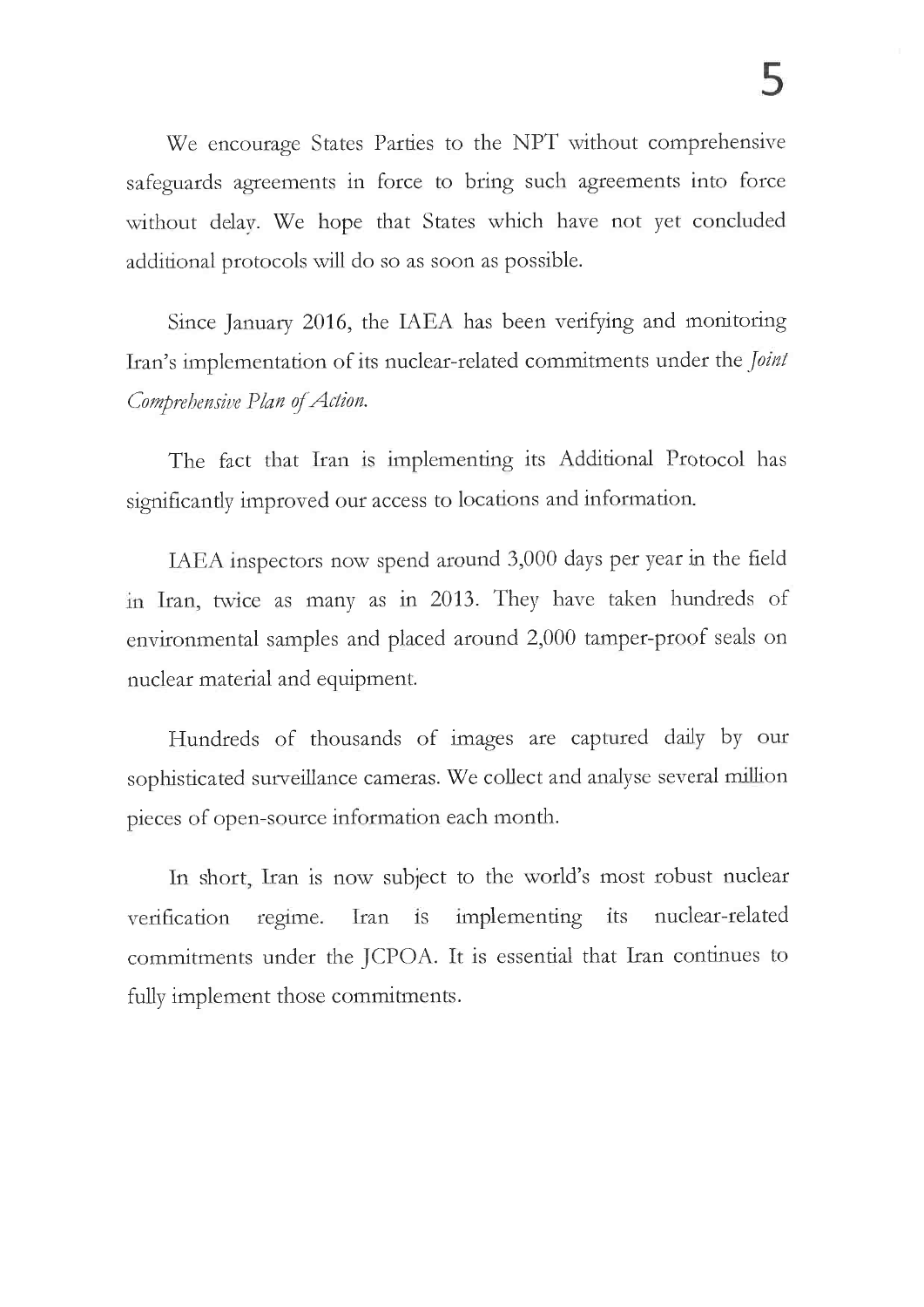We encourage States Parties to the NPT without comprehensive safeguards agreements in force to bring such agreements into force without delay. We hope that States which have not yet concluded additional protocols will do so as soon as possible.

Since January 2016, the IAEA has been verifying and monitoring Iran's implementation of its nuclear-related commitments under the *Joint Comprehensive Plan of Action.*

The fact that Iran is implementing its Additional Protocol has significantly improved our access to locations and information.

IAEA inspectors now spend around 3,000 days per year in the field in Iran, twice as many as in 2013. They have taken hundreds of environmental samples and placed around 2,000 tamper-proof seals on nuclear material and equipment.

Hundreds of thousands of images are captured daily by our sophisticated surveillance cameras. We collect and analyse several million pieces of open-source information each month.

In short, Iran is now subject to the world's most robust nuclear verification regime. Iran is implementing its nuclear-related commitments under the JCPOA. It is essential that Iran continues to fully implement those commitments.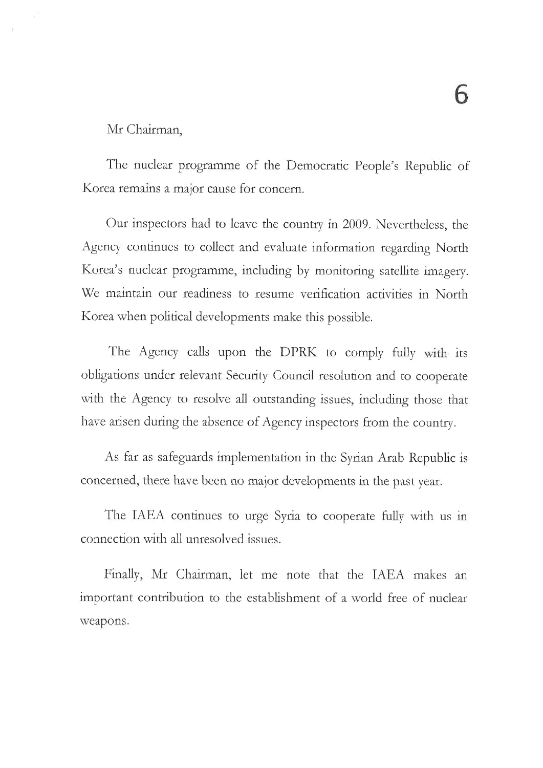Mr Chairman,

The nuclear programme of the Democratic People's Republic of Korea remains a major cause for concern.

Our inspectors had to leave the country in 2009. Nevertheless, the Agency continues to collect and evaluate information regarding North Korea's nuclear programme, including by monitoring satellite imagery. We maintain our readiness to resume verification activities in North Korea when political developments make this possible.

The Agency calls upon the DPRK to comply fully with its obligations under relevant Security Council resolution and to cooperate with the Agency to resolve all outstanding issues, including those that have arisen during the absence of Agency inspectors from the country.

As far as safeguards implementation in the Syrian Arab Republic is concerned, there have been no major developments in the past year.

The IAEA continues to urge Syria to cooperate fully with us in connection with all unresolved issues.

Finally, Mr Chairman, let me note that the IAEA makes an important contribution to the establishment of a world free of nuclear weapons.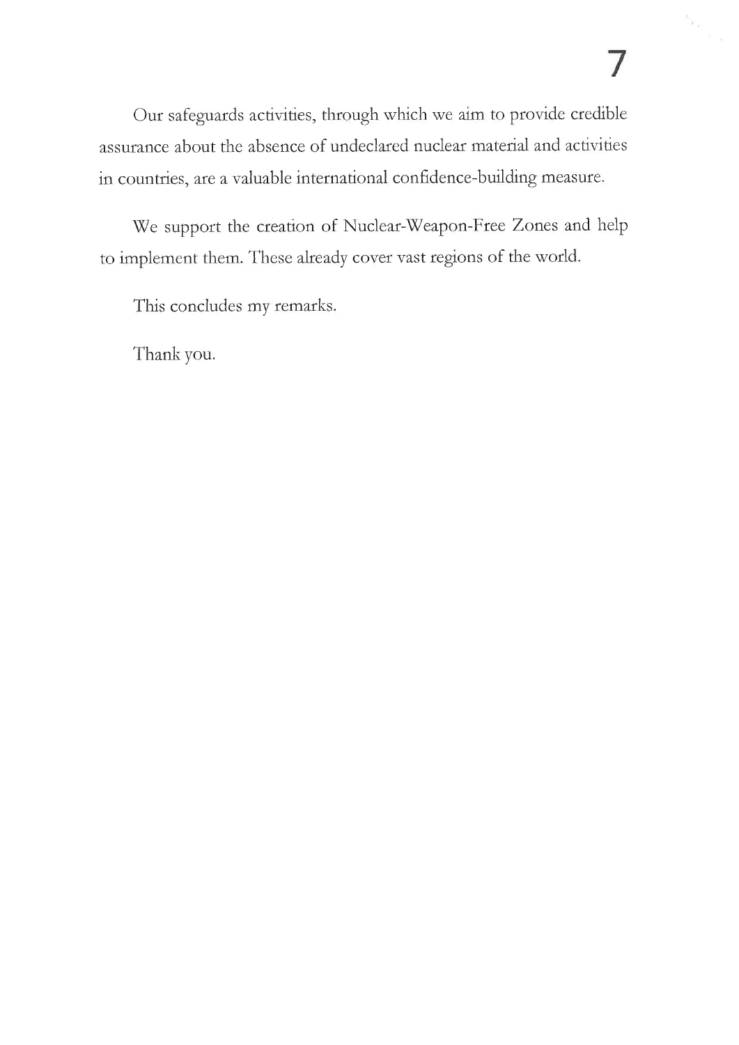Our safeguards activities, through which we aim to provide credible assurance about the absence of undeclared nuclear material and activities in countries, are a valuable international confidence-building measure.

We support the creation of Nuclear-Weapon-Free Zones and help to implement them. These already cover vast regions of the world.

This concludes my remarks.

Thank you.